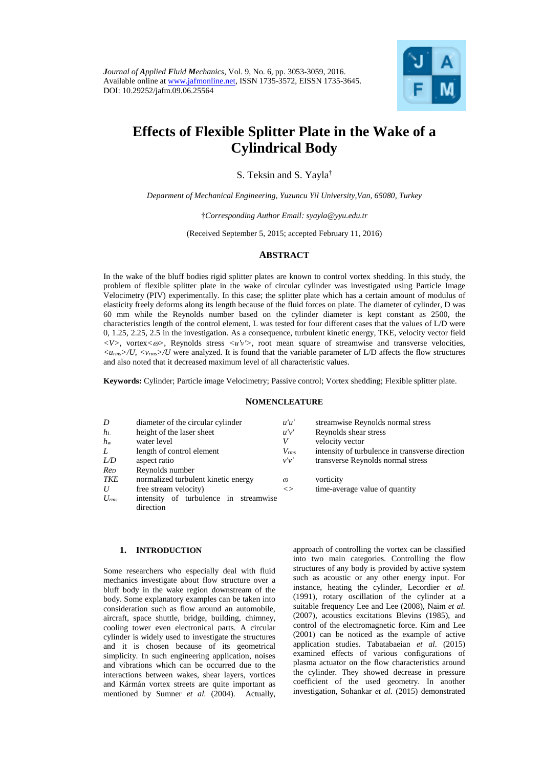*Journal of Applied Fluid Mechanics*, Vol. 9, No. 6, pp. 3053-3059, 2016.
Available online at www.jafmonline.net, ISSN 1735-3572, EISSN 1735-3645.
DOI: 10.29252/jafm.09.06.25564

# Effects of Flexible Splitter Plate in the Wake of a Cylindrical Body

S. Teksin and S. Yayla†

*Deparment of Mechanical Engineering, Yuzuncu Yil University,Van, 65080, Turkey*

†*Corresponding Author Email: syayla@yyu.edu.tr*

(Received September 5, 2015; accepted February 11, 2016)

## ABSTRACT

In the wake of the bluff bodies rigid splitter plates are known to control vortex shedding. In this study, the problem of flexible splitter plate in the wake of circular cylinder was investigated using Particle Image Velocimetry (PIV) experimentally. In this case; the splitter plate which has a certain amount of modulus of elasticity freely deforms along its length because of the fluid forces on plate. The diameter of cylinder, D was 60 mm while the Reynolds number based on the cylinder diameter is kept constant as 2500, the characteristics length of the control element, L was tested for four different cases that the values of L/D were 0, 1.25, 2.25, 2.5 in the investigation. As a consequence, turbulent kinetic energy, TKE, velocity vector field $<V>$, vortex$<\omega>$, Reynolds stress $<u'v'>$, root mean square of streamwise and transverse velocities, $<u_{rms}>/U$, $<v_{rms}>/U$ were analyzed. It is found that the variable parameter of L/D affects the flow structures and also noted that it decreased maximum level of all characteristic values.

**Keywords:** Cylinder; Particle image Velocimetry; Passive control; Vortex shedding; Flexible splitter plate.

## NOMENCLATURE

| | | | |
|---|---|---|---|
| $D$ | diameter of the circular cylinder | $u'u'$ | streamwise Reynolds normal stress |
| $h_L$ | height of the laser sheet | $u'v'$ | Reynolds shear stress |
| $h_w$ | water level | $V$ | velocity vector |
| $L$ | length of control element | $V_{rms}$ | intensity of turbulence in transverse direction |
| $L/D$ | aspect ratio | $v'v'$ | transverse Reynolds normal stress |
| $Re_D$ | Reynolds number | | |
| $TKE$ | normalized turbulent kinetic energy | $\omega$ | vorticity |
| $U$ | free stream velocity) | $<>$ | time-average value of quantity |
| $U_{rms}$ | intensity of turbulence in streamwise direction | | |

## 1. INTRODUCTION

Some researchers who especially deal with fluid mechanics investigate about flow structure over a bluff body in the wake region downstream of the body. Some explanatory examples can be taken into consideration such as flow around an automobile, aircraft, space shuttle, bridge, building, chimney, cooling tower even electronical parts. A circular cylinder is widely used to investigate the structures and it is chosen because of its geometrical simplicity. In such engineering application, noises and vibrations which can be occurred due to the interactions between wakes, shear layers, vortices and Kármán vortex streets are quite important as mentioned by Sumner *et al.* (2004). Actually, approach of controlling the vortex can be classified into two main categories. Controlling the flow structures of any body is provided by active system such as acoustic or any other energy input. For instance, heating the cylinder, Lecordier *et al.* (1991), rotary oscillation of the cylinder at a suitable frequency Lee and Lee (2008), Naim *et al.* (2007), acoustics excitations Blevins (1985), and control of the electromagnetic force. Kim and Lee (2001) can be noticed as the example of active application studies. Tabatabaeian *et al.* (2015) examined effects of various configurations of plasma actuator on the flow characteristics around the cylinder. They showed decrease in pressure coefficient of the used geometry. In another investigation, Sohankar *et al.* (2015) demonstrated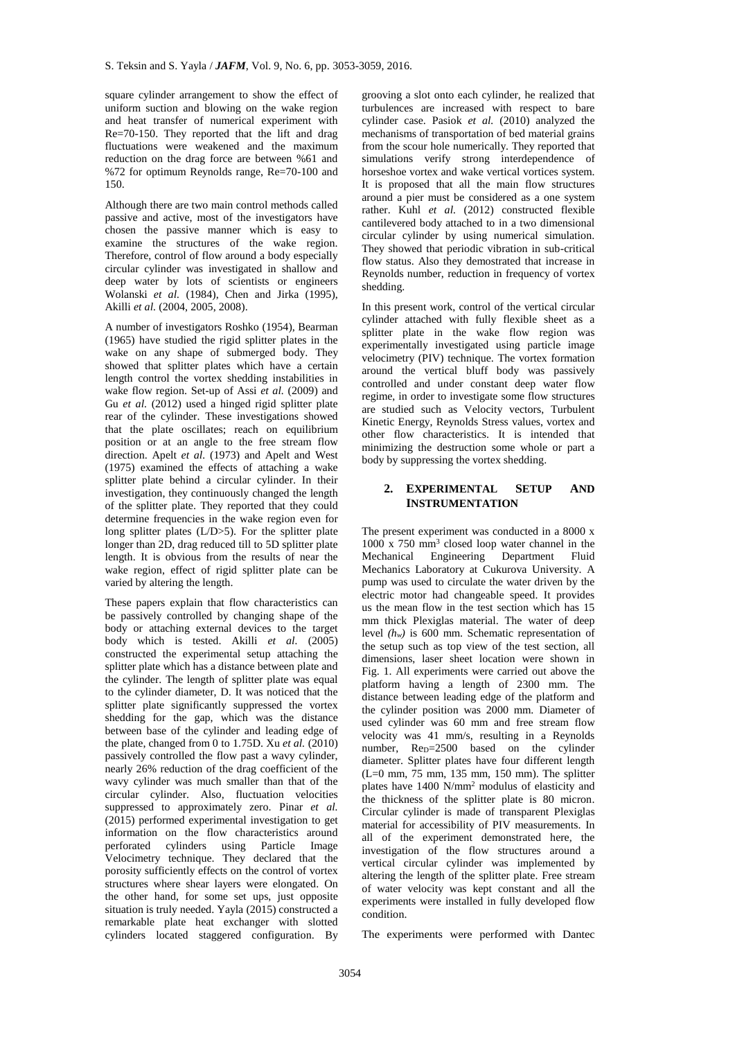square cylinder arrangement to show the effect of uniform suction and blowing on the wake region and heat transfer of numerical experiment with Re=70-150. They reported that the lift and drag fluctuations were weakened and the maximum reduction on the drag force are between %61 and %72 for optimum Reynolds range, Re=70-100 and 150.

Although there are two main control methods called passive and active, most of the investigators have chosen the passive manner which is easy to examine the structures of the wake region. Therefore, control of flow around a body especially circular cylinder was investigated in shallow and deep water by lots of scientists or engineers Wolanski *et al.* (1984), Chen and Jirka (1995), Akilli *et al.* (2004, 2005, 2008).

A number of investigators Roshko (1954), Bearman (1965) have studied the rigid splitter plates in the wake on any shape of submerged body. They showed that splitter plates which have a certain length control the vortex shedding instabilities in wake flow region. Set-up of Assi *et al.* (2009) and Gu *et al.* (2012) used a hinged rigid splitter plate rear of the cylinder. These investigations showed that the plate oscillates; reach on equilibrium position or at an angle to the free stream flow direction. Apelt *et al.* (1973) and Apelt and West (1975) examined the effects of attaching a wake splitter plate behind a circular cylinder. In their investigation, they continuously changed the length of the splitter plate. They reported that they could determine frequencies in the wake region even for long splitter plates (L/D>5). For the splitter plate longer than 2D, drag reduced till to 5D splitter plate length. It is obvious from the results of near the wake region, effect of rigid splitter plate can be varied by altering the length.

These papers explain that flow characteristics can be passively controlled by changing shape of the body or attaching external devices to the target body which is tested. Akilli *et al.* (2005) constructed the experimental setup attaching the splitter plate which has a distance between plate and the cylinder. The length of splitter plate was equal to the cylinder diameter, D. It was noticed that the splitter plate significantly suppressed the vortex shedding for the gap, which was the distance between base of the cylinder and leading edge of the plate, changed from 0 to 1.75D. Xu *et al.* (2010) passively controlled the flow past a wavy cylinder, nearly 26% reduction of the drag coefficient of the wavy cylinder was much smaller than that of the circular cylinder. Also, fluctuation velocities suppressed to approximately zero. Pinar *et al.* (2015) performed experimental investigation to get information on the flow characteristics around perforated cylinders using Particle Image Velocimetry technique. They declared that the porosity sufficiently effects on the control of vortex structures where shear layers were elongated. On the other hand, for some set ups, just opposite situation is truly needed. Yayla (2015) constructed a remarkable plate heat exchanger with slotted cylinders located staggered configuration. By grooving a slot onto each cylinder, he realized that turbulences are increased with respect to bare cylinder case. Pasiok *et al.* (2010) analyzed the mechanisms of transportation of bed material grains from the scour hole numerically. They reported that simulations verify strong interdependence of horseshoe vortex and wake vertical vortices system. It is proposed that all the main flow structures around a pier must be considered as a one system rather. Kuhl *et al.* (2012) constructed flexible cantilevered body attached to in a two dimensional circular cylinder by using numerical simulation. They showed that periodic vibration in sub-critical flow status. Also they demostrated that increase in Reynolds number, reduction in frequency of vortex shedding.

In this present work, control of the vertical circular cylinder attached with fully flexible sheet as a splitter plate in the wake flow region was experimentally investigated using particle image velocimetry (PIV) technique. The vortex formation around the vertical bluff body was passively controlled and under constant deep water flow regime, in order to investigate some flow structures are studied such as Velocity vectors, Turbulent Kinetic Energy, Reynolds Stress values, vortex and other flow characteristics. It is intended that minimizing the destruction some whole or part a body by suppressing the vortex shedding.

## 2. EXPERIMENTAL SETUP AND INSTRUMENTATION

The present experiment was conducted in a 8000 x 1000 x 750 mm$^3$ closed loop water channel in the Mechanical Engineering Department Fluid Mechanics Laboratory at Cukurova University. A pump was used to circulate the water driven by the electric motor had changeable speed. It provides us the mean flow in the test section which has 15 mm thick Plexiglas material. The water of deep level *($h_w$)* is 600 mm. Schematic representation of the setup such as top view of the test section, all dimensions, laser sheet location were shown in Fig. 1. All experiments were carried out above the platform having a length of 2300 mm. The distance between leading edge of the platform and the cylinder position was 2000 mm. Diameter of used cylinder was 60 mm and free stream flow velocity was 41 mm/s, resulting in a Reynolds number, $Re_D$=2500 based on the cylinder diameter. Splitter plates have four different length (L=0 mm, 75 mm, 135 mm, 150 mm). The splitter plates have 1400 N/mm$^2$ modulus of elasticity and the thickness of the splitter plate is 80 micron. Circular cylinder is made of transparent Plexiglas material for accessibility of PIV measurements. In all of the experiment demonstrated here, the investigation of the flow structures around a vertical circular cylinder was implemented by altering the length of the splitter plate. Free stream of water velocity was kept constant and all the experiments were installed in fully developed flow condition.

The experiments were performed with Dantec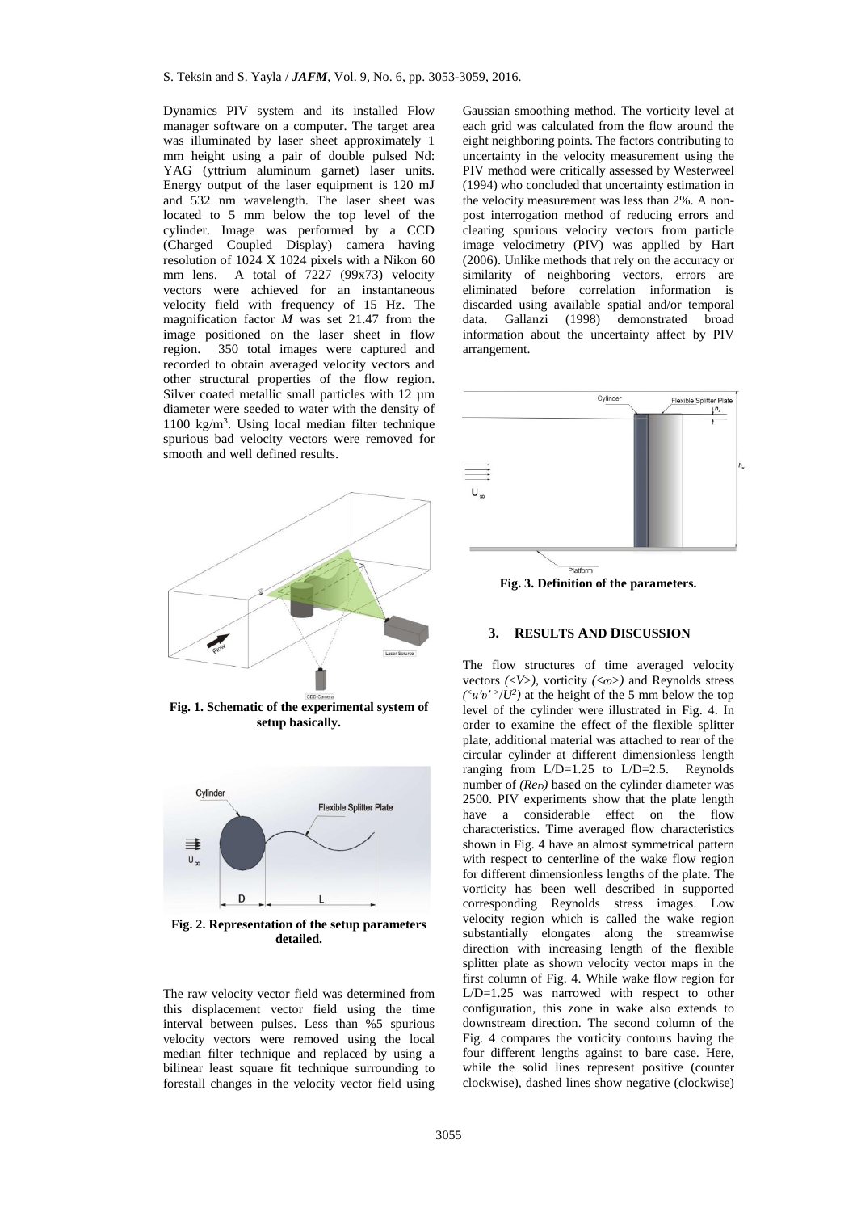Dynamics PIV system and its installed Flow manager software on a computer. The target area was illuminated by laser sheet approximately 1 mm height using a pair of double pulsed Nd: YAG (yttrium aluminum garnet) laser units. Energy output of the laser equipment is 120 mJ and 532 nm wavelength. The laser sheet was located to 5 mm below the top level of the cylinder. Image was performed by a CCD (Charged Coupled Display) camera having resolution of 1024 X 1024 pixels with a Nikon 60 mm lens. A total of 7227 (99x73) velocity vectors were achieved for an instantaneous velocity field with frequency of 15 Hz. The magnification factor *M* was set 21.47 from the image positioned on the laser sheet in flow region. 350 total images were captured and recorded to obtain averaged velocity vectors and other structural properties of the flow region. Silver coated metallic small particles with 12 µm diameter were seeded to water with the density of 1100 kg/m$^3$. Using local median filter technique spurious bad velocity vectors were removed for smooth and well defined results.

**Fig. 1. Schematic of the experimental system of setup basically.**

**Fig. 2. Representation of the setup parameters detailed.**

The raw velocity vector field was determined from this displacement vector field using the time interval between pulses. Less than %5 spurious velocity vectors were removed using the local median filter technique and replaced by using a bilinear least square fit technique surrounding to forestall changes in the velocity vector field using Gaussian smoothing method. The vorticity level at each grid was calculated from the flow around the eight neighboring points. The factors contributing to uncertainty in the velocity measurement using the PIV method were critically assessed by Westerweel (1994) who concluded that uncertainty estimation in the velocity measurement was less than 2%. A non-post interrogation method of reducing errors and clearing spurious velocity vectors from particle image velocimetry (PIV) was applied by Hart (2006). Unlike methods that rely on the accuracy or similarity of neighboring vectors, errors are eliminated before correlation information is discarded using available spatial and/or temporal data. Gallanzi (1998) demonstrated broad information about the uncertainty affect by PIV arrangement.

**Fig. 3. Definition of the parameters.**

## 3. RESULTS AND DISCUSSION

The flow structures of time averaged velocity vectors *(<V>)*, vorticity *(<ω>)* and Reynolds stress *(<u′v′>/U²)* at the height of the 5 mm below the top level of the cylinder were illustrated in Fig. 4. In order to examine the effect of the flexible splitter plate, additional material was attached to rear of the circular cylinder at different dimensionless length ranging from L/D=1.25 to L/D=2.5. Reynolds number of *(Re$_D$)* based on the cylinder diameter was 2500. PIV experiments show that the plate length have a considerable effect on the flow characteristics. Time averaged flow characteristics shown in Fig. 4 have an almost symmetrical pattern with respect to centerline of the wake flow region for different dimensionless lengths of the plate. The vorticity has been well described in supported corresponding Reynolds stress images. Low velocity region which is called the wake region substantially elongates along the streamwise direction with increasing length of the flexible splitter plate as shown velocity vector maps in the first column of Fig. 4. While wake flow region for L/D=1.25 was narrowed with respect to other configuration, this zone in wake also extends to downstream direction. The second column of the Fig. 4 compares the vorticity contours having the four different lengths against to bare case. Here, while the solid lines represent positive (counter clockwise), dashed lines show negative (clockwise)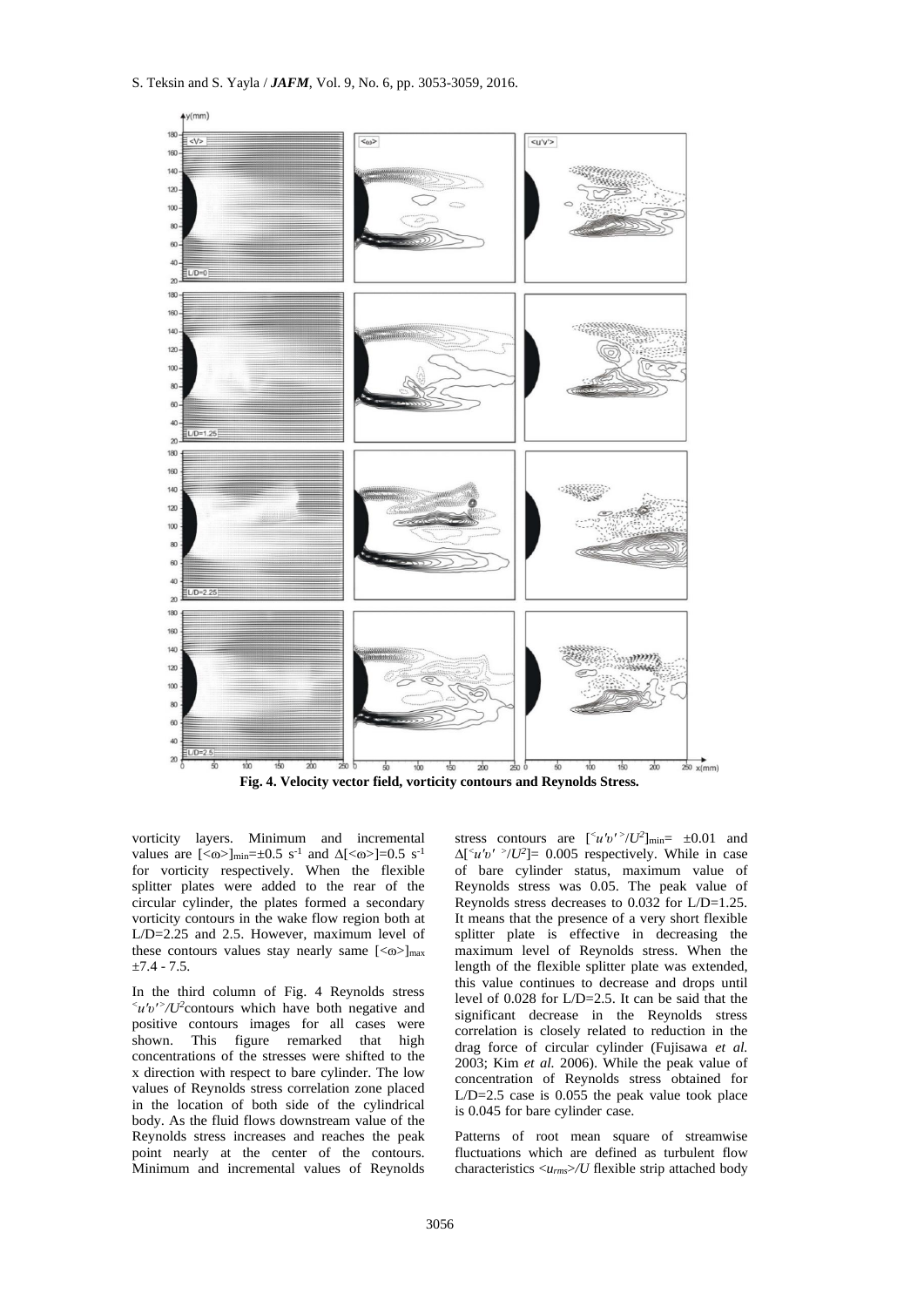**Fig. 4. Velocity vector field, vorticity contours and Reynolds Stress.**

vorticity layers. Minimum and incremental values are $[<\omega>]_{min}=\pm0.5\ s^{-1}$ and $\Delta[<\omega>]=0.5\ s^{-1}$ for vorticity respectively. When the flexible splitter plates were added to the rear of the circular cylinder, the plates formed a secondary vorticity contours in the wake flow region both at L/D=2.25 and 2.5. However, maximum level of these contours values stay nearly same $[<\omega>]_{max}$ ±7.4 - 7.5.

In the third column of Fig. 4 Reynolds stress $^{<}u'v'^{>}/U^2$contours which have both negative and positive contours images for all cases were shown. This figure remarked that high concentrations of the stresses were shifted to the x direction with respect to bare cylinder. The low values of Reynolds stress correlation zone placed in the location of both side of the cylindrical body. As the fluid flows downstream value of the Reynolds stress increases and reaches the peak point nearly at the center of the contours. Minimum and incremental values of Reynolds stress contours are $[^{<}u'v'^{>}/U^2]_{min}=\ \pm0.01$ and $\Delta[^{<}u'v'\ ^{>}/U^2]=\ 0.005$ respectively. While in case of bare cylinder status, maximum value of Reynolds stress was 0.05. The peak value of Reynolds stress decreases to 0.032 for L/D=1.25. It means that the presence of a very short flexible splitter plate is effective in decreasing the maximum level of Reynolds stress. When the length of the flexible splitter plate was extended, this value continues to decrease and drops until level of 0.028 for L/D=2.5. It can be said that the significant decrease in the Reynolds stress correlation is closely related to reduction in the drag force of circular cylinder (Fujisawa *et al.* 2003; Kim *et al.* 2006). While the peak value of concentration of Reynolds stress obtained for L/D=2.5 case is 0.055 the peak value took place is 0.045 for bare cylinder case.

Patterns of root mean square of streamwise fluctuations which are defined as turbulent flow characteristics $<u_{rms}>/U$ flexible strip attached body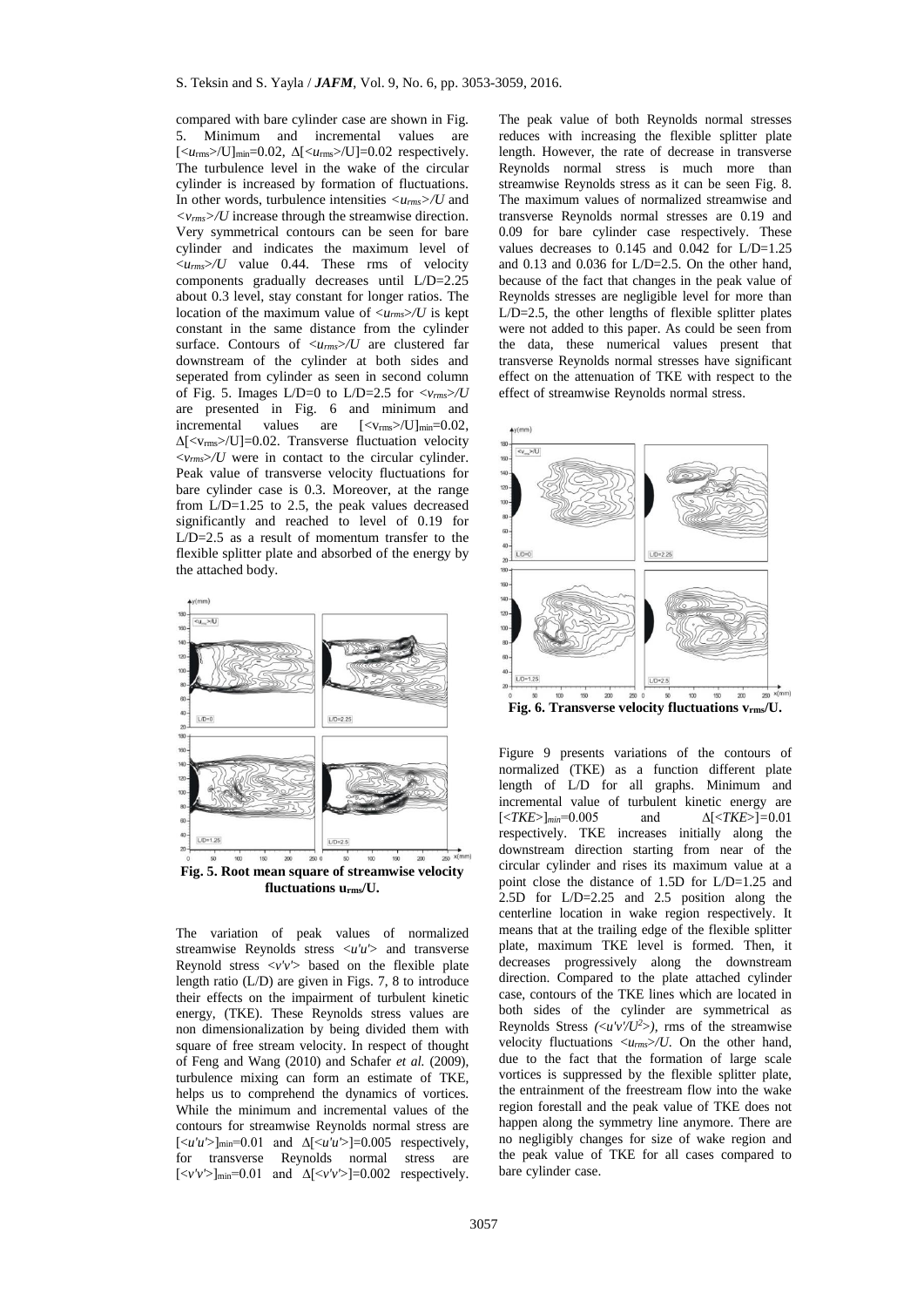compared with bare cylinder case are shown in Fig. 5. Minimum and incremental values are $[\langle u_{rms}\rangle/U]_{min}$=0.02, $\Delta[\langle u_{rms}\rangle/U]$=0.02 respectively. The turbulence level in the wake of the circular cylinder is increased by formation of fluctuations. In other words, turbulence intensities $\langle u_{rms}\rangle/U$ and $\langle v_{rms}\rangle/U$ increase through the streamwise direction. Very symmetrical contours can be seen for bare cylinder and indicates the maximum level of $\langle u_{rms}\rangle/U$ value 0.44. These rms of velocity components gradually decreases until L/D=2.25 about 0.3 level, stay constant for longer ratios. The location of the maximum value of $\langle u_{rms}\rangle/U$ is kept constant in the same distance from the cylinder surface. Contours of $\langle u_{rms}\rangle/U$ are clustered far downstream of the cylinder at both sides and seperated from cylinder as seen in second column of Fig. 5. Images L/D=0 to L/D=2.5 for $\langle v_{rms}\rangle/U$ are presented in Fig. 6 and minimum and incremental values are $[\langle v_{rms}\rangle/U]_{min}$=0.02, $\Delta[\langle v_{rms}\rangle/U]$=0.02. Transverse fluctuation velocity $\langle v_{rms}\rangle/U$ were in contact to the circular cylinder. Peak value of transverse velocity fluctuations for bare cylinder case is 0.3. Moreover, at the range from L/D=1.25 to 2.5, the peak values decreased significantly and reached to level of 0.19 for L/D=2.5 as a result of momentum transfer to the flexible splitter plate and absorbed of the energy by the attached body.

**Fig. 5. Root mean square of streamwise velocity fluctuations $u_{rms}$/U.**

The variation of peak values of normalized streamwise Reynolds stress $\langle u'u'\rangle$ and transverse Reynold stress $\langle v'v'\rangle$ based on the flexible plate length ratio (L/D) are given in Figs. 7, 8 to introduce their effects on the impairment of turbulent kinetic energy, (TKE). These Reynolds stress values are non dimensionalization by being divided them with square of free stream velocity. In respect of thought of Feng and Wang (2010) and Schafer *et al.* (2009), turbulence mixing can form an estimate of TKE, helps us to comprehend the dynamics of vortices. While the minimum and incremental values of the contours for streamwise Reynolds normal stress are $[\langle u'u'\rangle]_{min}$=0.01 and $\Delta[\langle u'u'\rangle]$=0.005 respectively, for transverse Reynolds normal stress are $[\langle v'v'\rangle]_{min}$=0.01 and $\Delta[\langle v'v'\rangle]$=0.002 respectively. The peak value of both Reynolds normal stresses reduces with increasing the flexible splitter plate length. However, the rate of decrease in transverse Reynolds normal stress is much more than streamwise Reynolds stress as it can be seen Fig. 8. The maximum values of normalized streamwise and transverse Reynolds normal stresses are 0.19 and 0.09 for bare cylinder case respectively. These values decreases to 0.145 and 0.042 for L/D=1.25 and 0.13 and 0.036 for L/D=2.5. On the other hand, because of the fact that changes in the peak value of Reynolds stresses are negligible level for more than L/D=2.5, the other lengths of flexible splitter plates were not added to this paper. As could be seen from the data, these numerical values present that transverse Reynolds normal stresses have significant effect on the attenuation of TKE with respect to the effect of streamwise Reynolds normal stress.

**Fig. 6. Transverse velocity fluctuations $v_{rms}$/U.**

Figure 9 presents variations of the contours of normalized (TKE) as a function different plate length of L/D for all graphs. Minimum and incremental value of turbulent kinetic energy are $[\langle TKE\rangle]_{min}$=0.005 and $\Delta[\langle TKE\rangle]$=0.01 respectively. TKE increases initially along the downstream direction starting from near of the circular cylinder and rises its maximum value at a point close the distance of 1.5D for L/D=1.25 and 2.5D for L/D=2.25 and 2.5 position along the centerline location in wake region respectively. It means that at the trailing edge of the flexible splitter plate, maximum TKE level is formed. Then, it decreases progressively along the downstream direction. Compared to the plate attached cylinder case, contours of the TKE lines which are located in both sides of the cylinder are symmetrical as Reynolds Stress $(\langle u'v'/U^2\rangle)$, rms of the streamwise velocity fluctuations $\langle u_{rms}\rangle/U$. On the other hand, due to the fact that the formation of large scale vortices is suppressed by the flexible splitter plate, the entrainment of the freestream flow into the wake region forestall and the peak value of TKE does not happen along the symmetry line anymore. There are no negligibly changes for size of wake region and the peak value of TKE for all cases compared to bare cylinder case.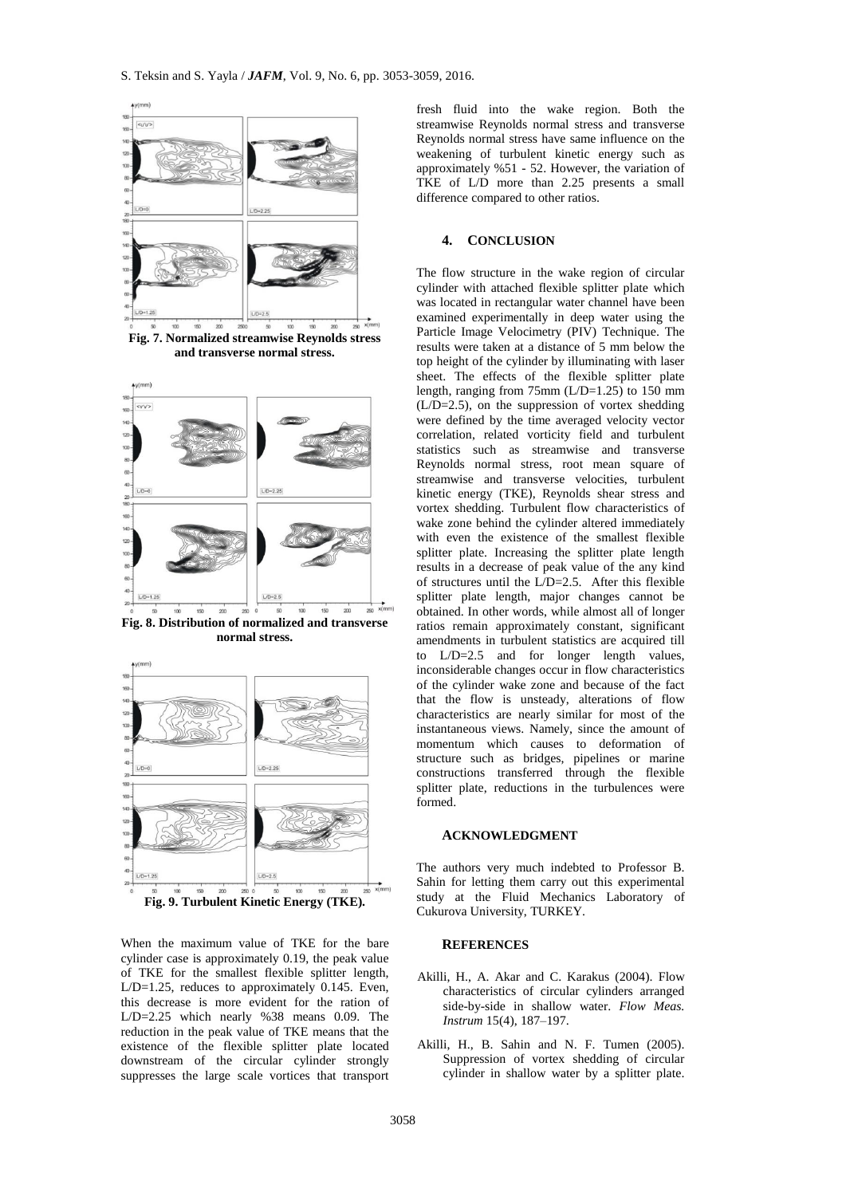Fig. 7. Normalized streamwise Reynolds stress and transverse normal stress.

Fig. 8. Distribution of normalized and transverse normal stress.

Fig. 9. Turbulent Kinetic Energy (TKE).

When the maximum value of TKE for the bare cylinder case is approximately 0.19, the peak value of TKE for the smallest flexible splitter length, L/D=1.25, reduces to approximately 0.145. Even, this decrease is more evident for the ration of L/D=2.25 which nearly %38 means 0.09. The reduction in the peak value of TKE means that the existence of the flexible splitter plate located downstream of the circular cylinder strongly suppresses the large scale vortices that transport fresh fluid into the wake region. Both the streamwise Reynolds normal stress and transverse Reynolds normal stress have same influence on the weakening of turbulent kinetic energy such as approximately %51 - 52. However, the variation of TKE of L/D more than 2.25 presents a small difference compared to other ratios.

## 4. CONCLUSION

The flow structure in the wake region of circular cylinder with attached flexible splitter plate which was located in rectangular water channel have been examined experimentally in deep water using the Particle Image Velocimetry (PIV) Technique. The results were taken at a distance of 5 mm below the top height of the cylinder by illuminating with laser sheet. The effects of the flexible splitter plate length, ranging from 75mm (L/D=1.25) to 150 mm (L/D=2.5), on the suppression of vortex shedding were defined by the time averaged velocity vector correlation, related vorticity field and turbulent statistics such as streamwise and transverse Reynolds normal stress, root mean square of streamwise and transverse velocities, turbulent kinetic energy (TKE), Reynolds shear stress and vortex shedding. Turbulent flow characteristics of wake zone behind the cylinder altered immediately with even the existence of the smallest flexible splitter plate. Increasing the splitter plate length results in a decrease of peak value of the any kind of structures until the L/D=2.5. After this flexible splitter plate length, major changes cannot be obtained. In other words, while almost all of longer ratios remain approximately constant, significant amendments in turbulent statistics are acquired till to L/D=2.5 and for longer length values, inconsiderable changes occur in flow characteristics of the cylinder wake zone and because of the fact that the flow is unsteady, alterations of flow characteristics are nearly similar for most of the instantaneous views. Namely, since the amount of momentum which causes to deformation of structure such as bridges, pipelines or marine constructions transferred through the flexible splitter plate, reductions in the turbulences were formed.

## ACKNOWLEDGMENT

The authors very much indebted to Professor B. Sahin for letting them carry out this experimental study at the Fluid Mechanics Laboratory of Cukurova University, TURKEY.

## REFERENCES

Akilli, H., A. Akar and C. Karakus (2004). Flow characteristics of circular cylinders arranged side-by-side in shallow water. *Flow Meas. Instrum* 15(4), 187–197.

Akilli, H., B. Sahin and N. F. Tumen (2005). Suppression of vortex shedding of circular cylinder in shallow water by a splitter plate.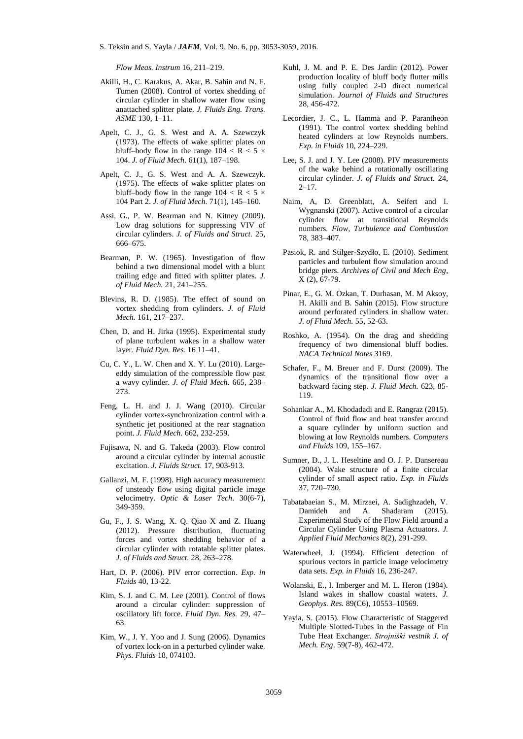*Flow Meas. Instrum* 16, 211–219.

Akilli, H., C. Karakus, A. Akar, B. Sahin and N. F. Tumen (2008). Control of vortex shedding of circular cylinder in shallow water flow using anattached splitter plate. *J. Fluids Eng. Trans. ASME* 130, 1–11.

Apelt, C. J., G. S. West and A. A. Szewczyk (1973). The effects of wake splitter plates on bluff–body flow in the range $104 < R < 5 \times 104$. *J. of Fluid Mech*. 61(1), 187–198.

Apelt, C. J., G. S. West and A. A. Szewczyk. (1975). The effects of wake splitter plates on bluff–body flow in the range $104 < R < 5 \times 104$ Part 2. *J. of Fluid Mech.* 71(1), 145–160.

Assi, G., P. W. Bearman and N. Kitney (2009). Low drag solutions for suppressing VIV of circular cylinders. *J. of Fluids and Struct*. 25, 666–675.

Bearman, P. W. (1965). Investigation of flow behind a two dimensional model with a blunt trailing edge and fitted with splitter plates. *J. of Fluid Mech.* 21, 241–255.

Blevins, R. D. (1985). The effect of sound on vortex shedding from cylinders. *J. of Fluid Mech.* 161, 217–237.

Chen, D. and H. Jirka (1995). Experimental study of plane turbulent wakes in a shallow water layer. *Fluid Dyn. Res.* 16 11–41.

Cu, C. Y., L. W. Chen and X. Y. Lu (2010). Large-eddy simulation of the compressible flow past a wavy cylinder. *J. of Fluid Mech.* 665, 238–273.

Feng, L. H. and J. J. Wang (2010). Circular cylinder vortex-synchronization control with a synthetic jet positioned at the rear stagnation point. *J. Fluid Mech*. 662, 232-259.

Fujisawa, N. and G. Takeda (2003). Flow control around a circular cylinder by internal acoustic excitation. *J. Fluids Struct.* 17, 903-913.

Gallanzi, M. F. (1998). High aacuracy measurement of unsteady flow using digital particle image velocimetry. *Optic & Laser Tech*. 30(6-7), 349-359.

Gu, F., J. S. Wang, X. Q. Qiao X and Z. Huang (2012). Pressure distribution, fluctuating forces and vortex shedding behavior of a circular cylinder with rotatable splitter plates. *J. of Fluids and Struct*. 28, 263–278.

Hart, D. P. (2006). PIV error correction. *Exp. in Fluids* 40, 13-22.

Kim, S. J. and C. M. Lee (2001). Control of flows around a circular cylinder: suppression of oscillatory lift force. *Fluid Dyn. Res.* 29, 47–63.

Kim, W., J. Y. Yoo and J. Sung (2006). Dynamics of vortex lock-on in a perturbed cylinder wake. *Phys. Fluids* 18, 074103.

Kuhl, J. M. and P. E. Des Jardin (2012). Power production locality of bluff body flutter mills using fully coupled 2-D direct numerical simulation. *Journal of Fluids and Structures* 28, 456-472.

Lecordier, J. C., L. Hamma and P. Parantheon (1991). The control vortex shedding behind heated cylinders at low Reynolds numbers. *Exp. in Fluids* 10, 224–229.

Lee, S. J. and J. Y. Lee (2008). PIV measurements of the wake behind a rotationally oscillating circular cylinder. *J. of Fluids and Struct.* 24, 2–17.

Naim, A, D. Greenblatt, A. Seifert and I. Wygnanski (2007). Active control of a circular cylinder flow at transitional Reynolds numbers. *Flow, Turbulence and Combustion* 78, 383–407.

Pasiok, R. and Stilger-Szydło, E. (2010). Sediment particles and turbulent flow simulation around bridge piers. *Archives of Civil and Mech Eng*, X (2), 67-79.

Pinar, E., G. M. Ozkan, T. Durhasan, M. M Aksoy, H. Akilli and B. Sahin (2015). Flow structure around perforated cylinders in shallow water. *J. of Fluid Mech.* 55, 52-63.

Roshko, A. (1954). On the drag and shedding frequency of two dimensional bluff bodies. *NACA Technical Notes* 3169.

Schafer, F., M. Breuer and F. Durst (2009). The dynamics of the transitional flow over a backward facing step. *J. Fluid Mech.* 623, 85-119.

Sohankar A., M. Khodadadi and E. Rangraz (2015). Control of fluid flow and heat transfer around a square cylinder by uniform suction and blowing at low Reynolds numbers. *Computers and Fluids* 109, 155–167.

Sumner, D., J. L. Heseltine and O. J. P. Dansereau (2004). Wake structure of a finite circular cylinder of small aspect ratio. *Exp. in Fluids* 37, 720–730.

Tabatabaeian S., M. Mirzaei, A. Sadighzadeh, V. Damideh and A. Shadaram (2015). Experimental Study of the Flow Field around a Circular Cylinder Using Plasma Actuators. *J. Applied Fluid Mechanics* 8(2), 291-299.

Waterwheel, J. (1994). Efficient detection of spurious vectors in particle image velocimetry data sets. *Exp. in Fluids* 16, 236-247.

Wolanski, E., I. Imberger and M. L. Heron (1984). Island wakes in shallow coastal waters. *J. Geophys. Res.* 89(C6), 10553–10569.

Yayla, S. (2015). Flow Characteristic of Staggered Multiple Slotted-Tubes in the Passage of Fin Tube Heat Exchanger. *Strojniški vestnik J. of Mech. Eng*. 59(7-8), 462-472.